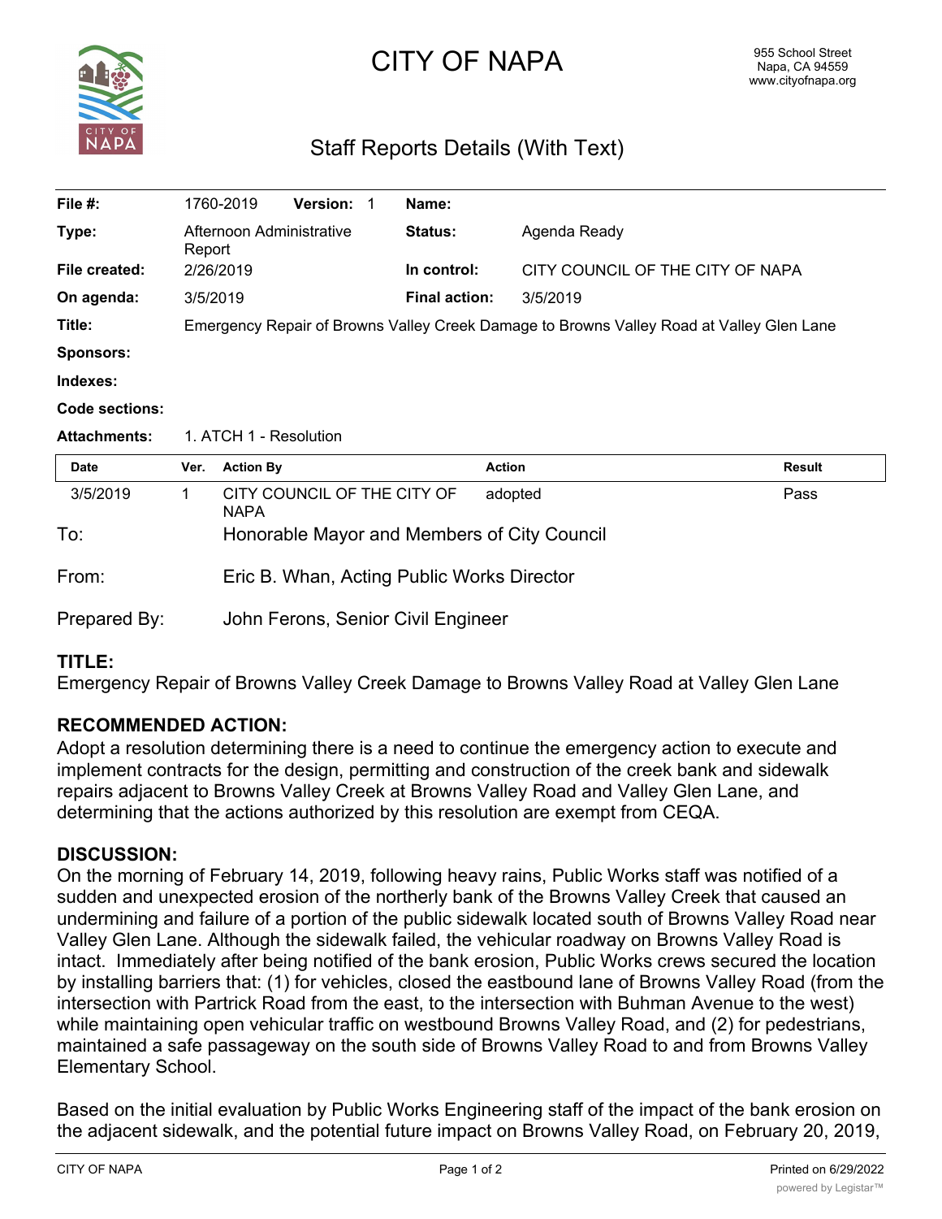# CITY OF NAPA

955 School Street
Napa, CA 94559
www.cityofnapa.org

## Staff Reports Details (With Text)

| | | | |
|---|---|---|---|
| **File #:** | 1760-2019 **Version:** 1 | **Name:** | |
| **Type:** | Afternoon Administrative Report | **Status:** | Agenda Ready |
| **File created:** | 2/26/2019 | **In control:** | CITY COUNCIL OF THE CITY OF NAPA |
| **On agenda:** | 3/5/2019 | **Final action:** | 3/5/2019 |
| **Title:** | Emergency Repair of Browns Valley Creek Damage to Browns Valley Road at Valley Glen Lane | | |
| **Sponsors:** | | | |
| **Indexes:** | | | |
| **Code sections:** | | | |
| **Attachments:** | 1. ATCH 1 - Resolution | | |

| Date | Ver. | Action By | Action | Result |
|---|---|---|---|---|
| 3/5/2019 | 1 | CITY COUNCIL OF THE CITY OF NAPA | adopted | Pass |

To: Honorable Mayor and Members of City Council

From: Eric B. Whan, Acting Public Works Director

Prepared By: John Ferons, Senior Civil Engineer

### TITLE:

Emergency Repair of Browns Valley Creek Damage to Browns Valley Road at Valley Glen Lane

### RECOMMENDED ACTION:

Adopt a resolution determining there is a need to continue the emergency action to execute and implement contracts for the design, permitting and construction of the creek bank and sidewalk repairs adjacent to Browns Valley Creek at Browns Valley Road and Valley Glen Lane, and determining that the actions authorized by this resolution are exempt from CEQA.

### DISCUSSION:

On the morning of February 14, 2019, following heavy rains, Public Works staff was notified of a sudden and unexpected erosion of the northerly bank of the Browns Valley Creek that caused an undermining and failure of a portion of the public sidewalk located south of Browns Valley Road near Valley Glen Lane. Although the sidewalk failed, the vehicular roadway on Browns Valley Road is intact. Immediately after being notified of the bank erosion, Public Works crews secured the location by installing barriers that: (1) for vehicles, closed the eastbound lane of Browns Valley Road (from the intersection with Partrick Road from the east, to the intersection with Buhman Avenue to the west) while maintaining open vehicular traffic on westbound Browns Valley Road, and (2) for pedestrians, maintained a safe passageway on the south side of Browns Valley Road to and from Browns Valley Elementary School.

Based on the initial evaluation by Public Works Engineering staff of the impact of the bank erosion on the adjacent sidewalk, and the potential future impact on Browns Valley Road, on February 20, 2019,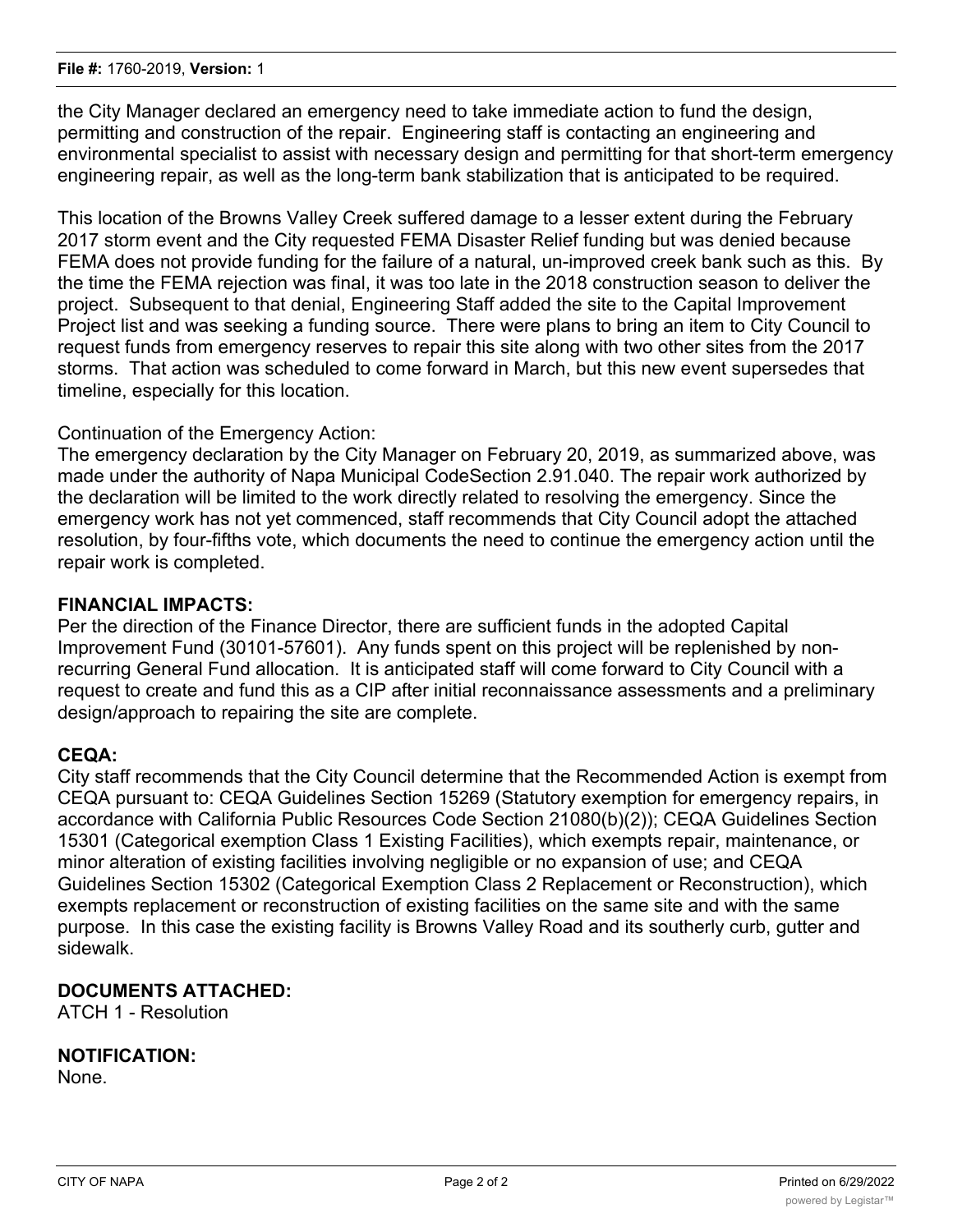the City Manager declared an emergency need to take immediate action to fund the design, permitting and construction of the repair. Engineering staff is contacting an engineering and environmental specialist to assist with necessary design and permitting for that short-term emergency engineering repair, as well as the long-term bank stabilization that is anticipated to be required.

This location of the Browns Valley Creek suffered damage to a lesser extent during the February 2017 storm event and the City requested FEMA Disaster Relief funding but was denied because FEMA does not provide funding for the failure of a natural, un-improved creek bank such as this. By the time the FEMA rejection was final, it was too late in the 2018 construction season to deliver the project. Subsequent to that denial, Engineering Staff added the site to the Capital Improvement Project list and was seeking a funding source. There were plans to bring an item to City Council to request funds from emergency reserves to repair this site along with two other sites from the 2017 storms. That action was scheduled to come forward in March, but this new event supersedes that timeline, especially for this location.

Continuation of the Emergency Action:
The emergency declaration by the City Manager on February 20, 2019, as summarized above, was made under the authority of Napa Municipal CodeSection 2.91.040. The repair work authorized by the declaration will be limited to the work directly related to resolving the emergency. Since the emergency work has not yet commenced, staff recommends that City Council adopt the attached resolution, by four-fifths vote, which documents the need to continue the emergency action until the repair work is completed.

**FINANCIAL IMPACTS:**
Per the direction of the Finance Director, there are sufficient funds in the adopted Capital Improvement Fund (30101-57601). Any funds spent on this project will be replenished by non-recurring General Fund allocation. It is anticipated staff will come forward to City Council with a request to create and fund this as a CIP after initial reconnaissance assessments and a preliminary design/approach to repairing the site are complete.

**CEQA:**
City staff recommends that the City Council determine that the Recommended Action is exempt from CEQA pursuant to: CEQA Guidelines Section 15269 (Statutory exemption for emergency repairs, in accordance with California Public Resources Code Section 21080(b)(2)); CEQA Guidelines Section 15301 (Categorical exemption Class 1 Existing Facilities), which exempts repair, maintenance, or minor alteration of existing facilities involving negligible or no expansion of use; and CEQA Guidelines Section 15302 (Categorical Exemption Class 2 Replacement or Reconstruction), which exempts replacement or reconstruction of existing facilities on the same site and with the same purpose. In this case the existing facility is Browns Valley Road and its southerly curb, gutter and sidewalk.

**DOCUMENTS ATTACHED:**
ATCH 1 - Resolution

**NOTIFICATION:**
None.